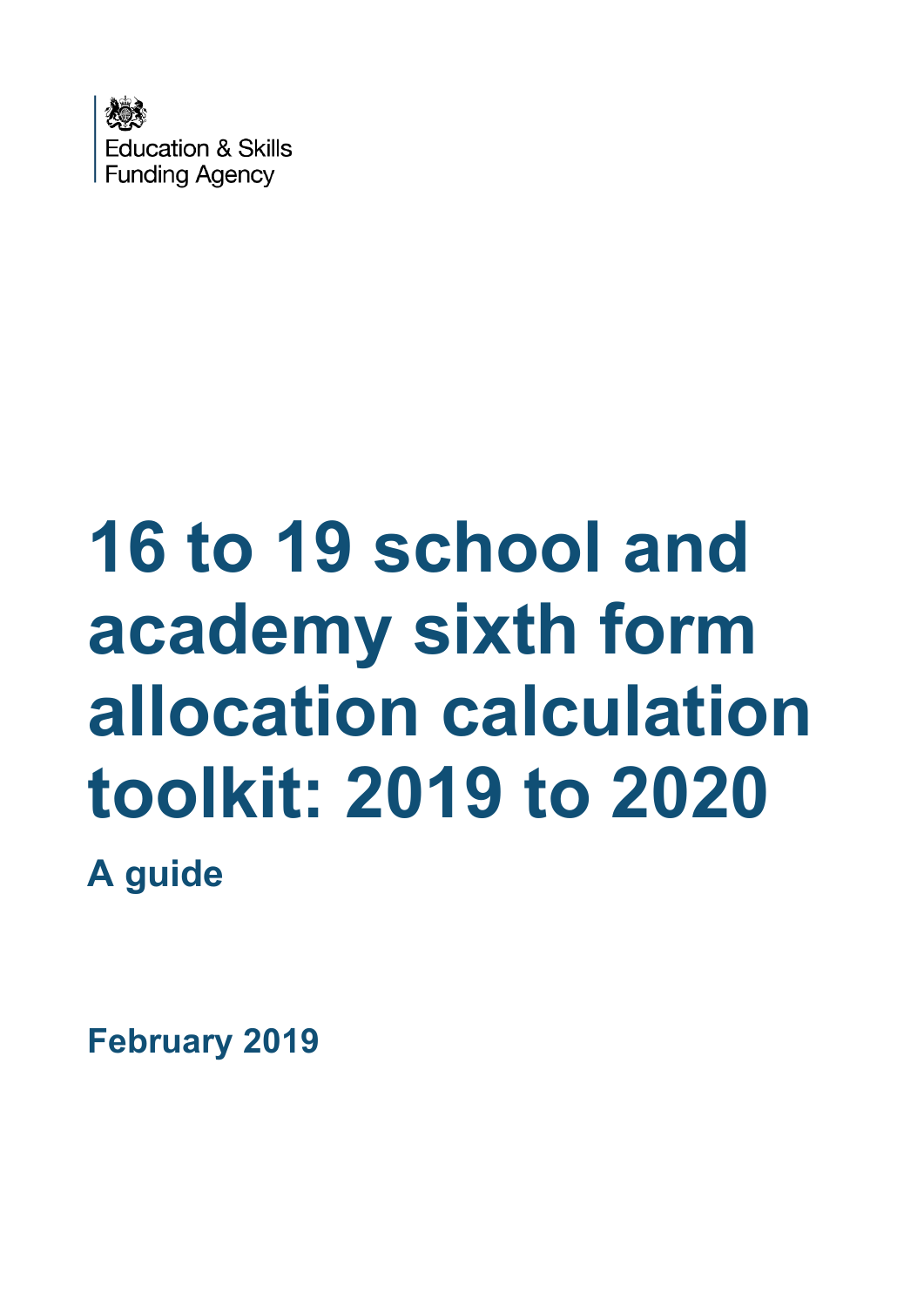Education & Skills Funding Agency

# 16 to 19 school and academy sixth form allocation calculation toolkit: 2019 to 2020

## A guide

**February 2019**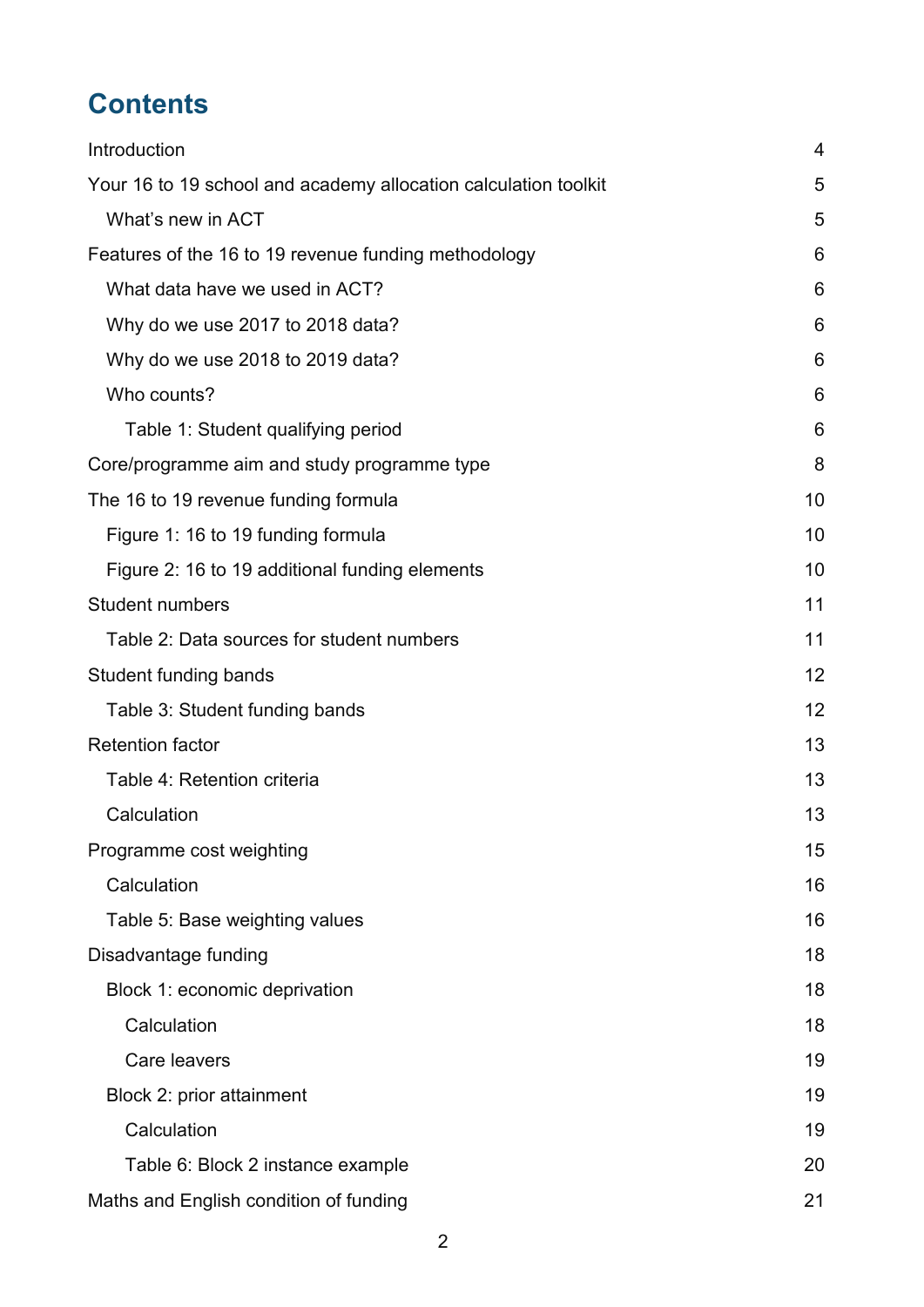# Contents

- Introduction 4
- Your 16 to 19 school and academy allocation calculation toolkit 5
  - What's new in ACT 5
- Features of the 16 to 19 revenue funding methodology 6
  - What data have we used in ACT? 6
  - Why do we use 2017 to 2018 data? 6
  - Why do we use 2018 to 2019 data? 6
  - Who counts? 6
    - Table 1: Student qualifying period 6
- Core/programme aim and study programme type 8
- The 16 to 19 revenue funding formula 10
  - Figure 1: 16 to 19 funding formula 10
  - Figure 2: 16 to 19 additional funding elements 10
- Student numbers 11
  - Table 2: Data sources for student numbers 11
- Student funding bands 12
  - Table 3: Student funding bands 12
- Retention factor 13
  - Table 4: Retention criteria 13
  - Calculation 13
- Programme cost weighting 15
  - Calculation 16
  - Table 5: Base weighting values 16
- Disadvantage funding 18
  - Block 1: economic deprivation 18
    - Calculation 18
    - Care leavers 19
  - Block 2: prior attainment 19
    - Calculation 19
    - Table 6: Block 2 instance example 20
- Maths and English condition of funding 21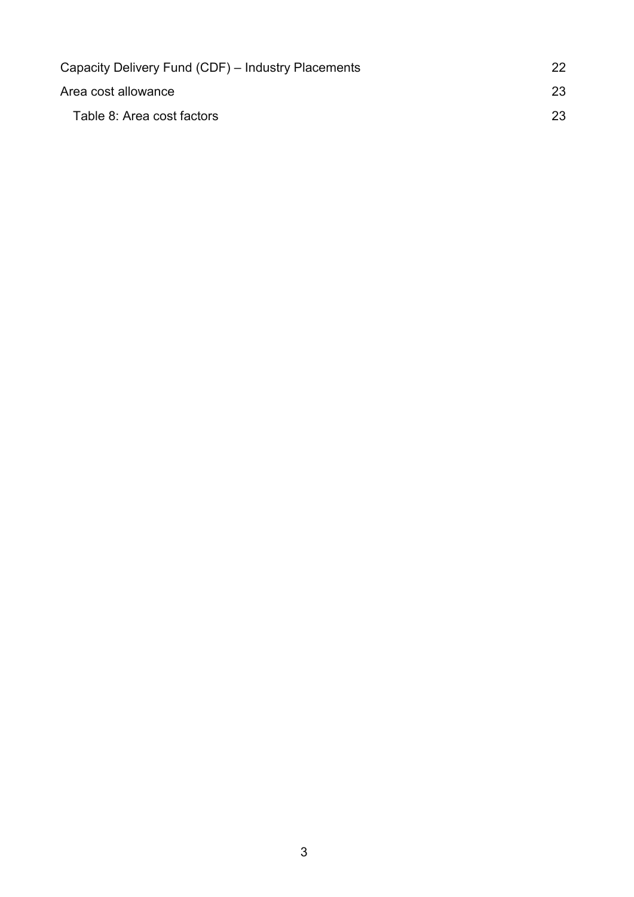Capacity Delivery Fund (CDF) – Industry Placements 22

Area cost allowance 23

  Table 8: Area cost factors 23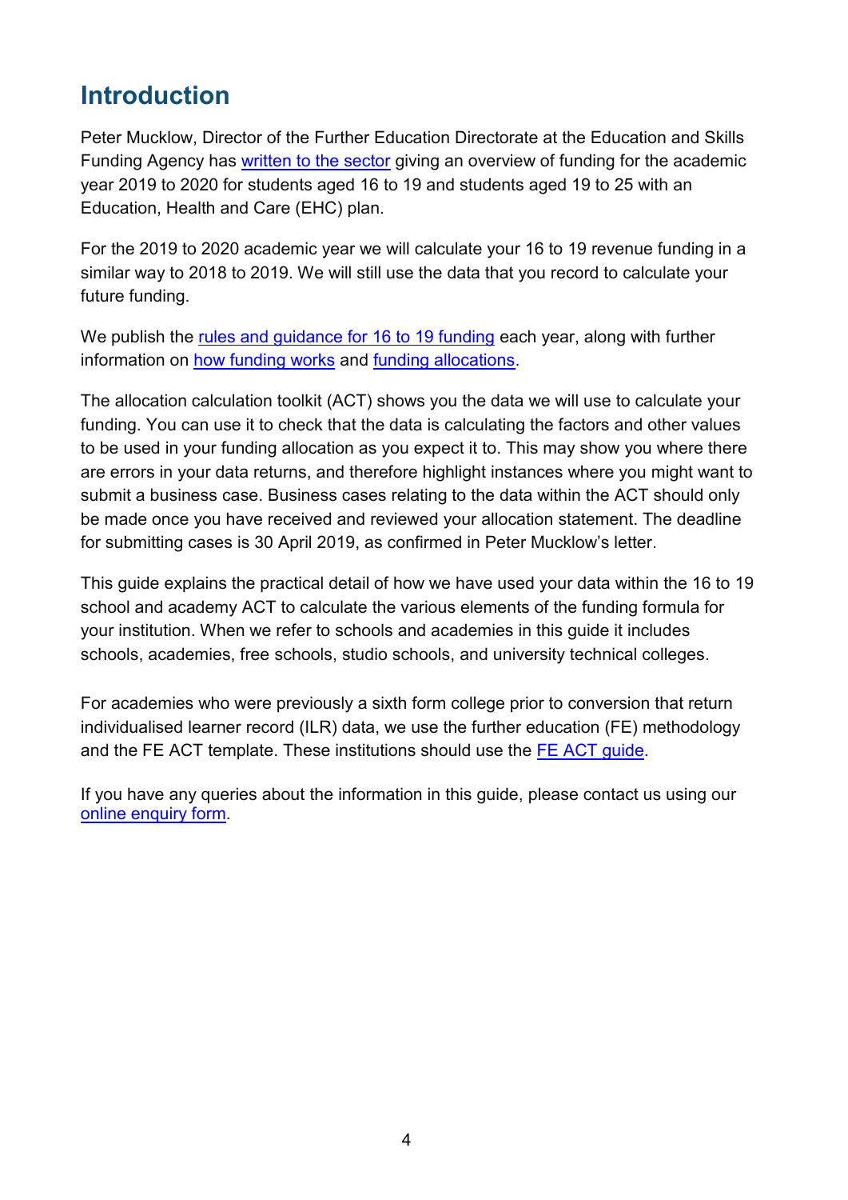# Introduction

Peter Mucklow, Director of the Further Education Directorate at the Education and Skills Funding Agency has written to the sector giving an overview of funding for the academic year 2019 to 2020 for students aged 16 to 19 and students aged 19 to 25 with an Education, Health and Care (EHC) plan.

For the 2019 to 2020 academic year we will calculate your 16 to 19 revenue funding in a similar way to 2018 to 2019. We will still use the data that you record to calculate your future funding.

We publish the rules and guidance for 16 to 19 funding each year, along with further information on how funding works and funding allocations.

The allocation calculation toolkit (ACT) shows you the data we will use to calculate your funding. You can use it to check that the data is calculating the factors and other values to be used in your funding allocation as you expect it to. This may show you where there are errors in your data returns, and therefore highlight instances where you might want to submit a business case. Business cases relating to the data within the ACT should only be made once you have received and reviewed your allocation statement. The deadline for submitting cases is 30 April 2019, as confirmed in Peter Mucklow's letter.

This guide explains the practical detail of how we have used your data within the 16 to 19 school and academy ACT to calculate the various elements of the funding formula for your institution. When we refer to schools and academies in this guide it includes schools, academies, free schools, studio schools, and university technical colleges.

For academies who were previously a sixth form college prior to conversion that return individualised learner record (ILR) data, we use the further education (FE) methodology and the FE ACT template. These institutions should use the FE ACT guide.

If you have any queries about the information in this guide, please contact us using our online enquiry form.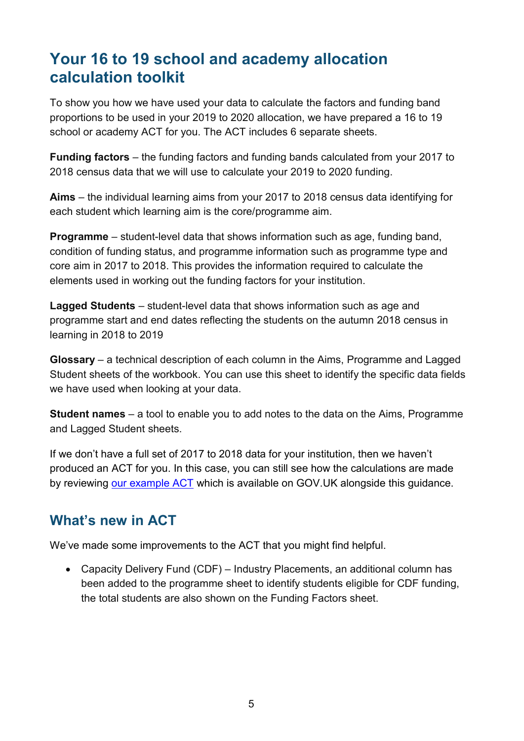## Your 16 to 19 school and academy allocation calculation toolkit

To show you how we have used your data to calculate the factors and funding band proportions to be used in your 2019 to 2020 allocation, we have prepared a 16 to 19 school or academy ACT for you. The ACT includes 6 separate sheets.

**Funding factors** – the funding factors and funding bands calculated from your 2017 to 2018 census data that we will use to calculate your 2019 to 2020 funding.

**Aims** – the individual learning aims from your 2017 to 2018 census data identifying for each student which learning aim is the core/programme aim.

**Programme** – student-level data that shows information such as age, funding band, condition of funding status, and programme information such as programme type and core aim in 2017 to 2018. This provides the information required to calculate the elements used in working out the funding factors for your institution.

**Lagged Students** – student-level data that shows information such as age and programme start and end dates reflecting the students on the autumn 2018 census in learning in 2018 to 2019

**Glossary** – a technical description of each column in the Aims, Programme and Lagged Student sheets of the workbook. You can use this sheet to identify the specific data fields we have used when looking at your data.

**Student names** – a tool to enable you to add notes to the data on the Aims, Programme and Lagged Student sheets.

If we don't have a full set of 2017 to 2018 data for your institution, then we haven't produced an ACT for you. In this case, you can still see how the calculations are made by reviewing our example ACT which is available on GOV.UK alongside this guidance.

## What's new in ACT

We've made some improvements to the ACT that you might find helpful.

- Capacity Delivery Fund (CDF) – Industry Placements, an additional column has been added to the programme sheet to identify students eligible for CDF funding, the total students are also shown on the Funding Factors sheet.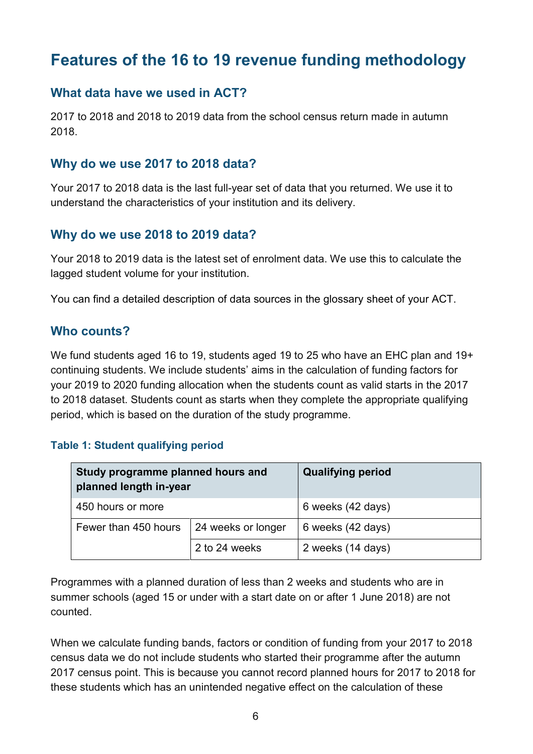# Features of the 16 to 19 revenue funding methodology

## What data have we used in ACT?

2017 to 2018 and 2018 to 2019 data from the school census return made in autumn 2018.

## Why do we use 2017 to 2018 data?

Your 2017 to 2018 data is the last full-year set of data that you returned. We use it to understand the characteristics of your institution and its delivery.

## Why do we use 2018 to 2019 data?

Your 2018 to 2019 data is the latest set of enrolment data. We use this to calculate the lagged student volume for your institution.

You can find a detailed description of data sources in the glossary sheet of your ACT.

## Who counts?

We fund students aged 16 to 19, students aged 19 to 25 who have an EHC plan and 19+ continuing students. We include students' aims in the calculation of funding factors for your 2019 to 2020 funding allocation when the students count as valid starts in the 2017 to 2018 dataset. Students count as starts when they complete the appropriate qualifying period, which is based on the duration of the study programme.

### Table 1: Student qualifying period

| Study programme planned hours and planned length in-year | | Qualifying period |
|---|---|---|
| 450 hours or more | | 6 weeks (42 days) |
| Fewer than 450 hours | 24 weeks or longer | 6 weeks (42 days) |
| | 2 to 24 weeks | 2 weeks (14 days) |

Programmes with a planned duration of less than 2 weeks and students who are in summer schools (aged 15 or under with a start date on or after 1 June 2018) are not counted.

When we calculate funding bands, factors or condition of funding from your 2017 to 2018 census data we do not include students who started their programme after the autumn 2017 census point. This is because you cannot record planned hours for 2017 to 2018 for these students which has an unintended negative effect on the calculation of these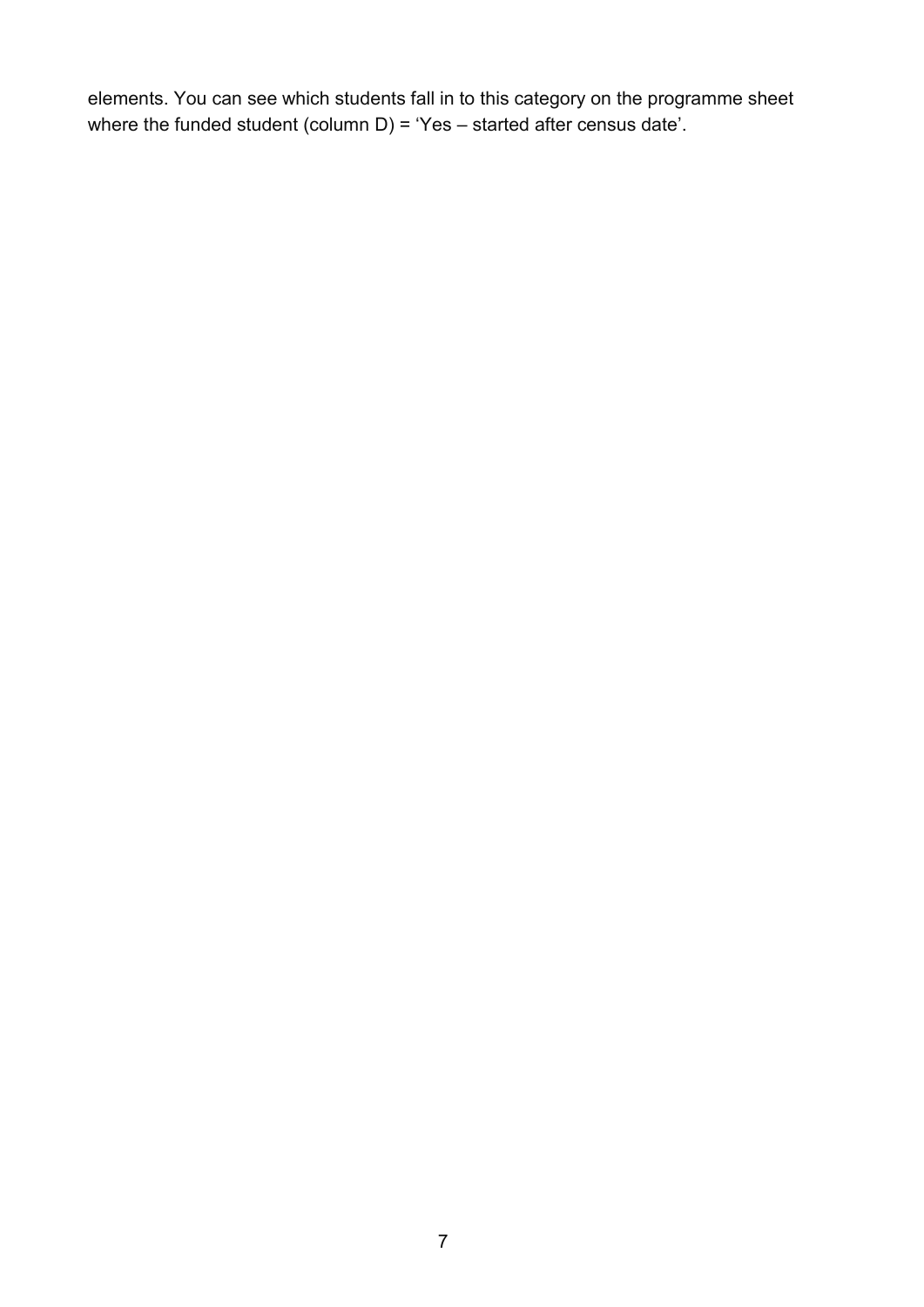elements. You can see which students fall in to this category on the programme sheet where the funded student (column D) = ‘Yes – started after census date’.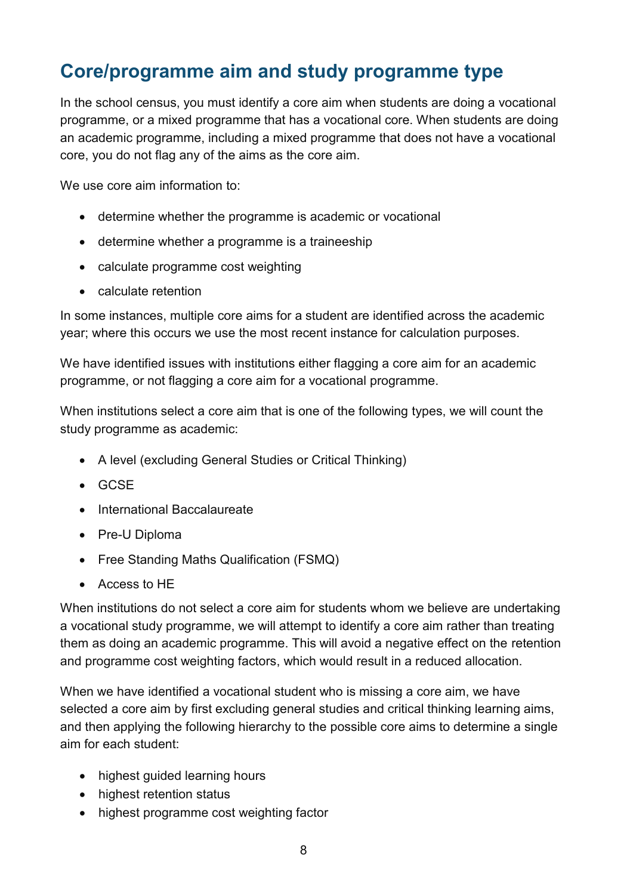## Core/programme aim and study programme type

In the school census, you must identify a core aim when students are doing a vocational programme, or a mixed programme that has a vocational core. When students are doing an academic programme, including a mixed programme that does not have a vocational core, you do not flag any of the aims as the core aim.

We use core aim information to:

- determine whether the programme is academic or vocational
- determine whether a programme is a traineeship
- calculate programme cost weighting
- calculate retention

In some instances, multiple core aims for a student are identified across the academic year; where this occurs we use the most recent instance for calculation purposes.

We have identified issues with institutions either flagging a core aim for an academic programme, or not flagging a core aim for a vocational programme.

When institutions select a core aim that is one of the following types, we will count the study programme as academic:

- A level (excluding General Studies or Critical Thinking)
- GCSE
- International Baccalaureate
- Pre-U Diploma
- Free Standing Maths Qualification (FSMQ)
- Access to HE

When institutions do not select a core aim for students whom we believe are undertaking a vocational study programme, we will attempt to identify a core aim rather than treating them as doing an academic programme. This will avoid a negative effect on the retention and programme cost weighting factors, which would result in a reduced allocation.

When we have identified a vocational student who is missing a core aim, we have selected a core aim by first excluding general studies and critical thinking learning aims, and then applying the following hierarchy to the possible core aims to determine a single aim for each student:

- highest guided learning hours
- highest retention status
- highest programme cost weighting factor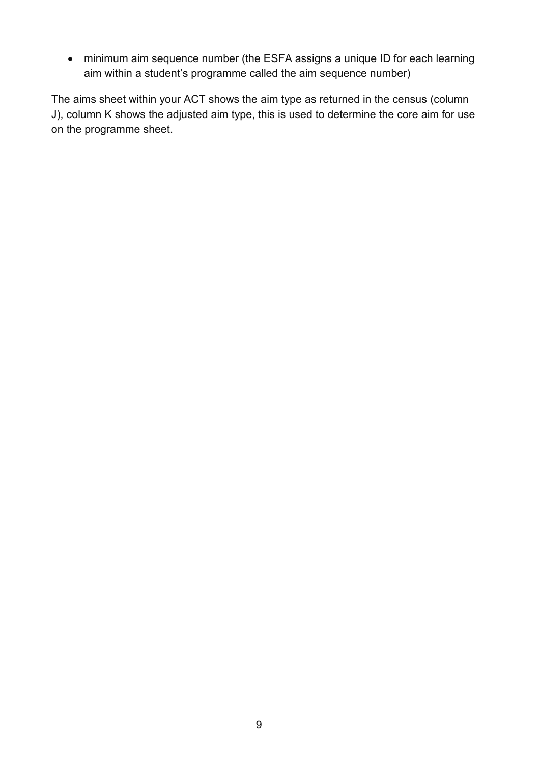- minimum aim sequence number (the ESFA assigns a unique ID for each learning aim within a student's programme called the aim sequence number)

The aims sheet within your ACT shows the aim type as returned in the census (column J), column K shows the adjusted aim type, this is used to determine the core aim for use on the programme sheet.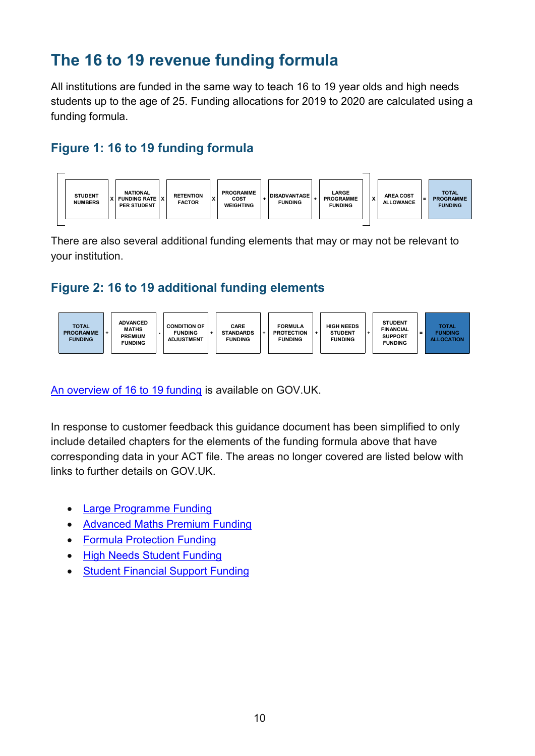# The 16 to 19 revenue funding formula

All institutions are funded in the same way to teach 16 to 19 year olds and high needs students up to the age of 25. Funding allocations for 2019 to 2020 are calculated using a funding formula.

## Figure 1: 16 to 19 funding formula

[ STUDENT NUMBERS x NATIONAL FUNDING RATE PER STUDENT x RETENTION FACTOR x PROGRAMME COST WEIGHTING + DISADVANTAGE FUNDING + LARGE PROGRAMME FUNDING ] x AREA COST ALLOWANCE = TOTAL PROGRAMME FUNDING

There are also several additional funding elements that may or may not be relevant to your institution.

## Figure 2: 16 to 19 additional funding elements

TOTAL PROGRAMME FUNDING + ADVANCED MATHS PREMIUM FUNDING - CONDITION OF FUNDING ADJUSTMENT + CARE STANDARDS FUNDING + FORMULA PROTECTION FUNDING + HIGH NEEDS STUDENT FUNDING + STUDENT FINANCIAL SUPPORT FUNDING = TOTAL FUNDING ALLOCATION

An overview of 16 to 19 funding is available on GOV.UK.

In response to customer feedback this guidance document has been simplified to only include detailed chapters for the elements of the funding formula above that have corresponding data in your ACT file. The areas no longer covered are listed below with links to further details on GOV.UK.

- Large Programme Funding
- Advanced Maths Premium Funding
- Formula Protection Funding
- High Needs Student Funding
- Student Financial Support Funding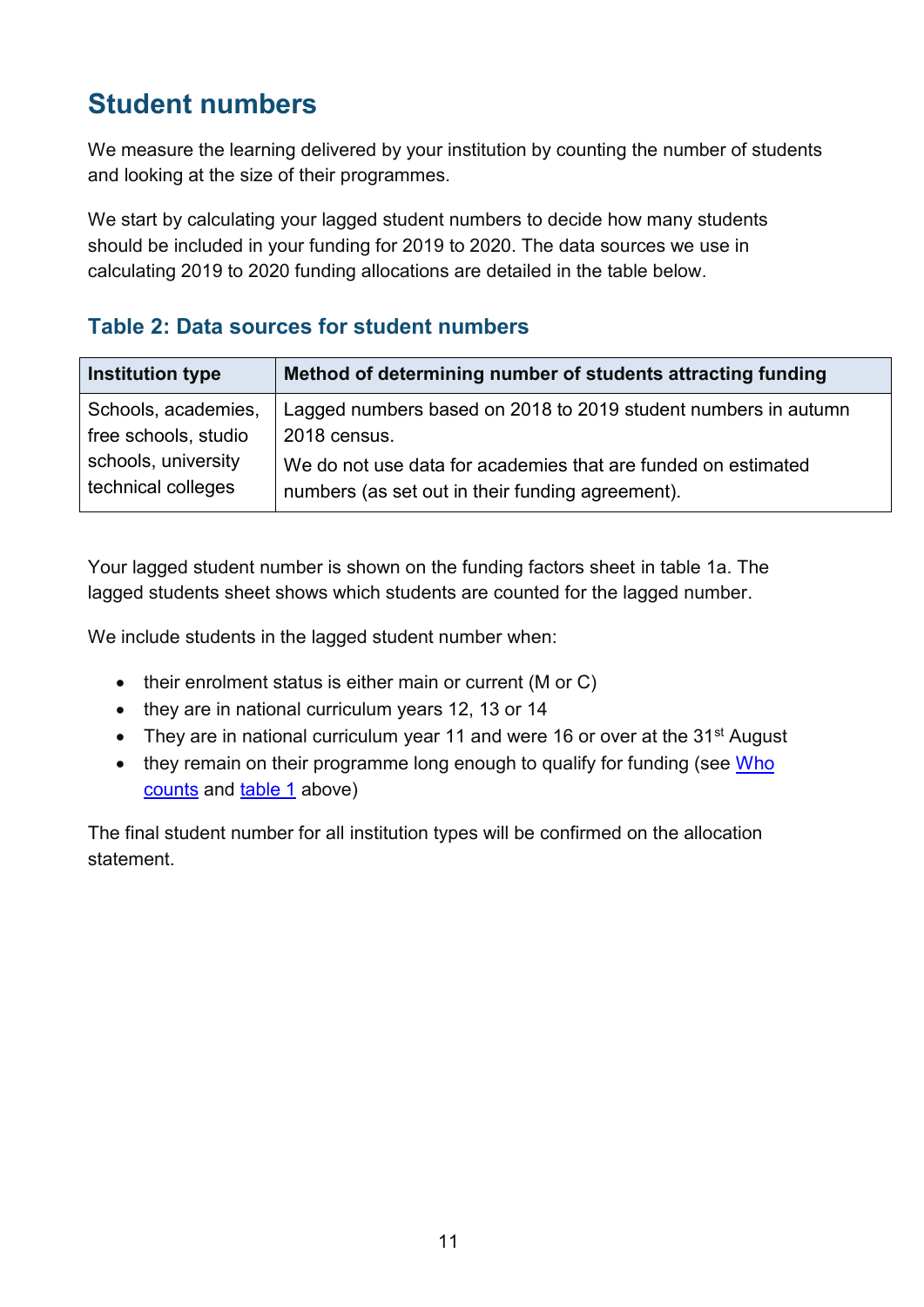## Student numbers

We measure the learning delivered by your institution by counting the number of students and looking at the size of their programmes.

We start by calculating your lagged student numbers to decide how many students should be included in your funding for 2019 to 2020. The data sources we use in calculating 2019 to 2020 funding allocations are detailed in the table below.

### Table 2: Data sources for student numbers

| Institution type | Method of determining number of students attracting funding |
| --- | --- |
| Schools, academies, free schools, studio schools, university technical colleges | Lagged numbers based on 2018 to 2019 student numbers in autumn 2018 census. We do not use data for academies that are funded on estimated numbers (as set out in their funding agreement). |

Your lagged student number is shown on the funding factors sheet in table 1a. The lagged students sheet shows which students are counted for the lagged number.

We include students in the lagged student number when:

- their enrolment status is either main or current (M or C)
- they are in national curriculum years 12, 13 or 14
- They are in national curriculum year 11 and were 16 or over at the 31st August
- they remain on their programme long enough to qualify for funding (see Who counts and table 1 above)

The final student number for all institution types will be confirmed on the allocation statement.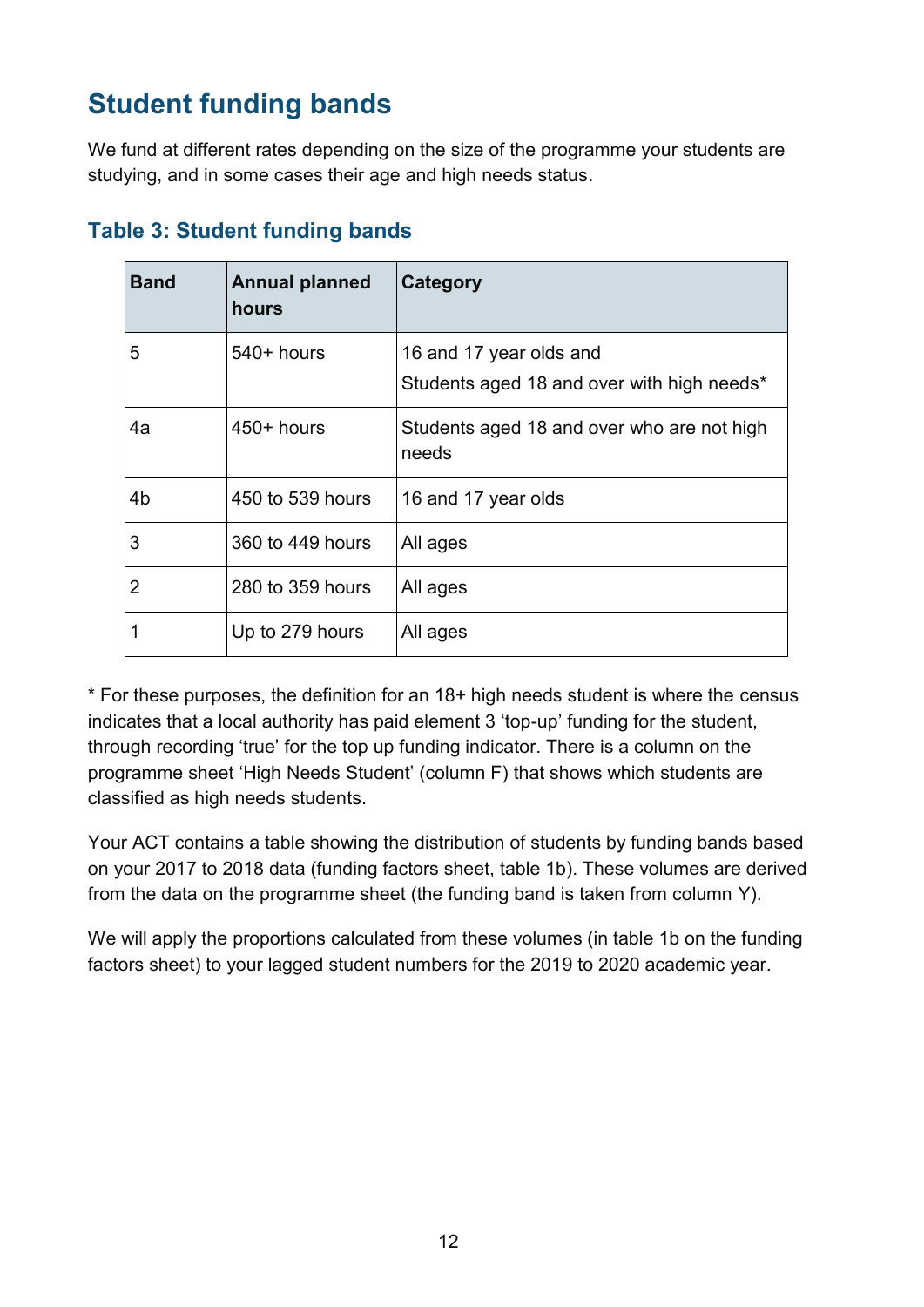## Student funding bands

We fund at different rates depending on the size of the programme your students are studying, and in some cases their age and high needs status.

### Table 3: Student funding bands

| Band | Annual planned hours | Category |
|---|---|---|
| 5 | 540+ hours | 16 and 17 year olds and<br>Students aged 18 and over with high needs* |
| 4a | 450+ hours | Students aged 18 and over who are not high needs |
| 4b | 450 to 539 hours | 16 and 17 year olds |
| 3 | 360 to 449 hours | All ages |
| 2 | 280 to 359 hours | All ages |
| 1 | Up to 279 hours | All ages |

* For these purposes, the definition for an 18+ high needs student is where the census indicates that a local authority has paid element 3 'top-up' funding for the student, through recording 'true' for the top up funding indicator. There is a column on the programme sheet 'High Needs Student' (column F) that shows which students are classified as high needs students.

Your ACT contains a table showing the distribution of students by funding bands based on your 2017 to 2018 data (funding factors sheet, table 1b). These volumes are derived from the data on the programme sheet (the funding band is taken from column Y).

We will apply the proportions calculated from these volumes (in table 1b on the funding factors sheet) to your lagged student numbers for the 2019 to 2020 academic year.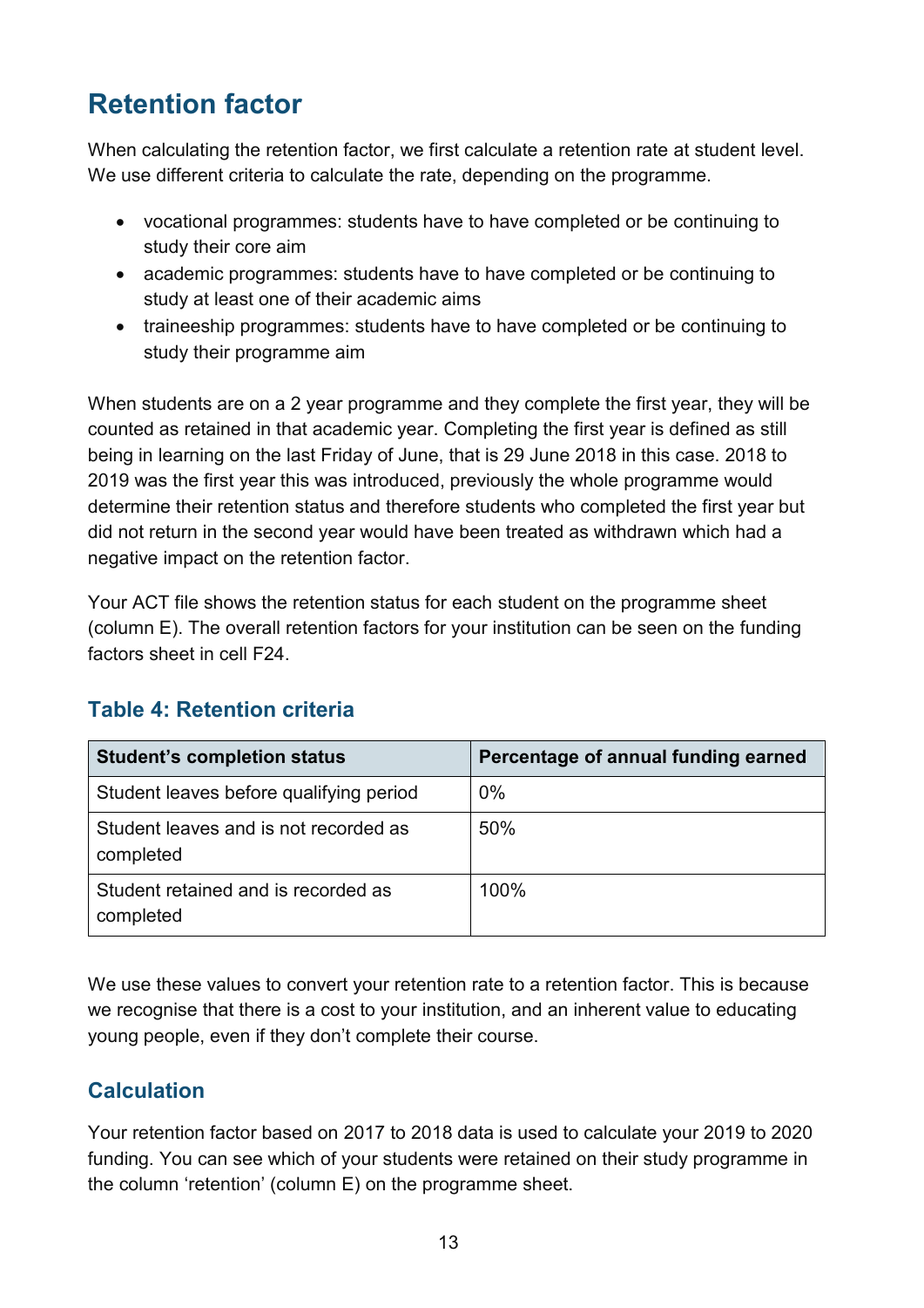## Retention factor

When calculating the retention factor, we first calculate a retention rate at student level. We use different criteria to calculate the rate, depending on the programme.

- vocational programmes: students have to have completed or be continuing to study their core aim
- academic programmes: students have to have completed or be continuing to study at least one of their academic aims
- traineeship programmes: students have to have completed or be continuing to study their programme aim

When students are on a 2 year programme and they complete the first year, they will be counted as retained in that academic year. Completing the first year is defined as still being in learning on the last Friday of June, that is 29 June 2018 in this case. 2018 to 2019 was the first year this was introduced, previously the whole programme would determine their retention status and therefore students who completed the first year but did not return in the second year would have been treated as withdrawn which had a negative impact on the retention factor.

Your ACT file shows the retention status for each student on the programme sheet (column E). The overall retention factors for your institution can be seen on the funding factors sheet in cell F24.

### Table 4: Retention criteria

| Student's completion status | Percentage of annual funding earned |
| --- | --- |
| Student leaves before qualifying period | 0% |
| Student leaves and is not recorded as completed | 50% |
| Student retained and is recorded as completed | 100% |

We use these values to convert your retention rate to a retention factor. This is because we recognise that there is a cost to your institution, and an inherent value to educating young people, even if they don't complete their course.

### Calculation

Your retention factor based on 2017 to 2018 data is used to calculate your 2019 to 2020 funding. You can see which of your students were retained on their study programme in the column 'retention' (column E) on the programme sheet.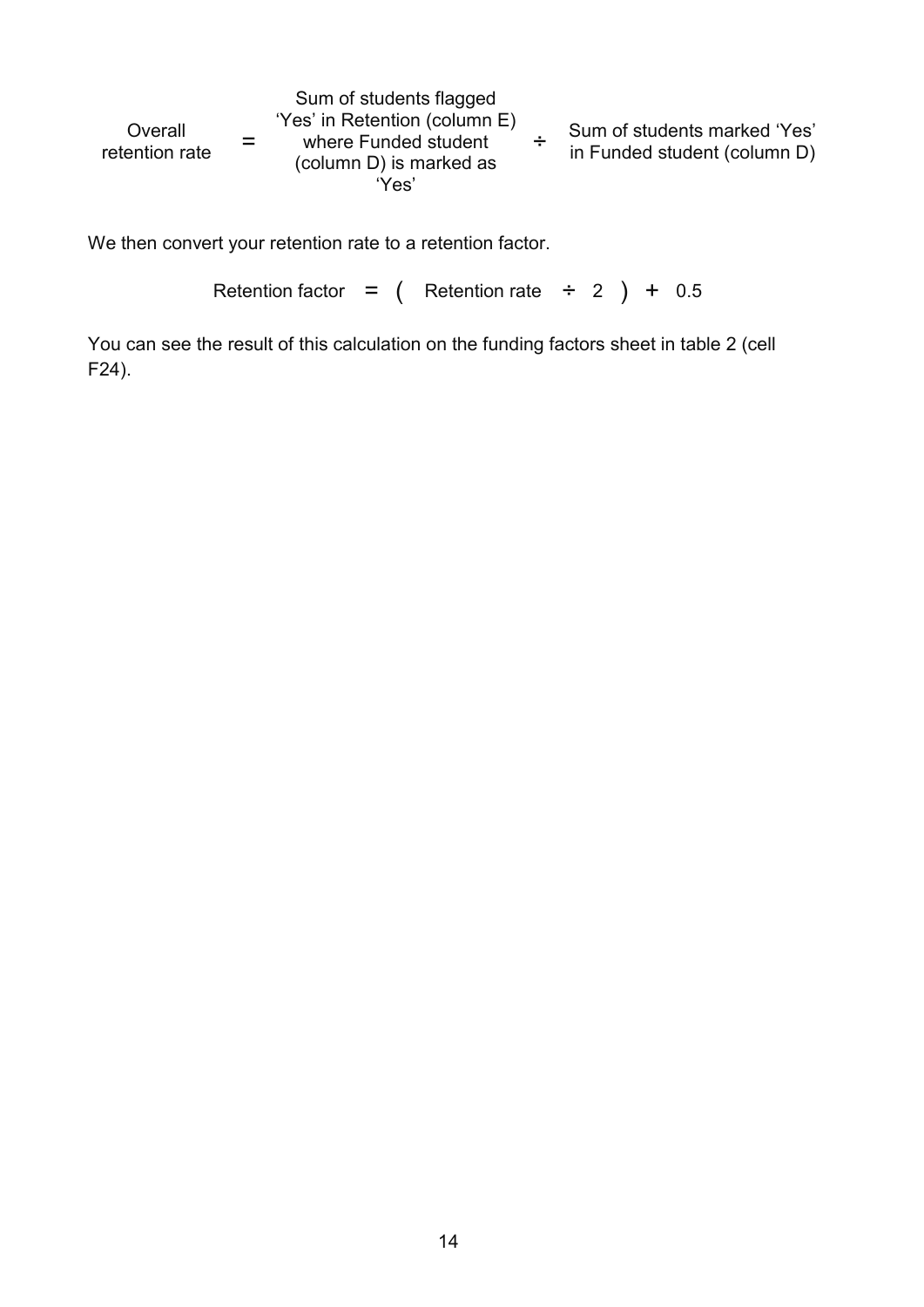$$\text{Overall retention rate} = \text{Sum of students flagged 'Yes' in Retention (column E) where Funded student (column D) is marked as 'Yes'} \div \text{Sum of students marked 'Yes' in Funded student (column D)}$$

We then convert your retention rate to a retention factor.

$$\text{Retention factor} = (\text{Retention rate} \div 2) + 0.5$$

You can see the result of this calculation on the funding factors sheet in table 2 (cell F24).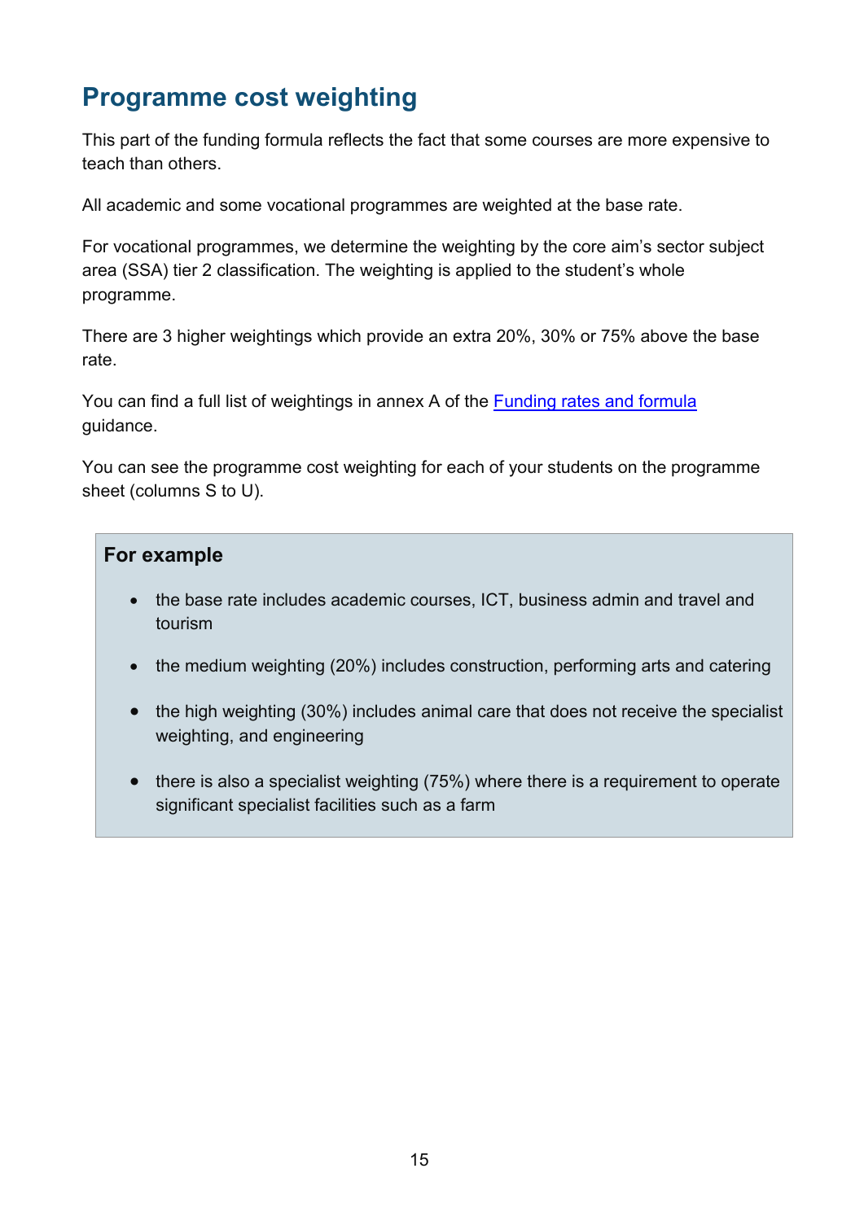## Programme cost weighting

This part of the funding formula reflects the fact that some courses are more expensive to teach than others.

All academic and some vocational programmes are weighted at the base rate.

For vocational programmes, we determine the weighting by the core aim's sector subject area (SSA) tier 2 classification. The weighting is applied to the student's whole programme.

There are 3 higher weightings which provide an extra 20%, 30% or 75% above the base rate.

You can find a full list of weightings in annex A of the [Funding rates and formula]() guidance.

You can see the programme cost weighting for each of your students on the programme sheet (columns S to U).

> **For example**
>
> - the base rate includes academic courses, ICT, business admin and travel and tourism
> - the medium weighting (20%) includes construction, performing arts and catering
> - the high weighting (30%) includes animal care that does not receive the specialist weighting, and engineering
> - there is also a specialist weighting (75%) where there is a requirement to operate significant specialist facilities such as a farm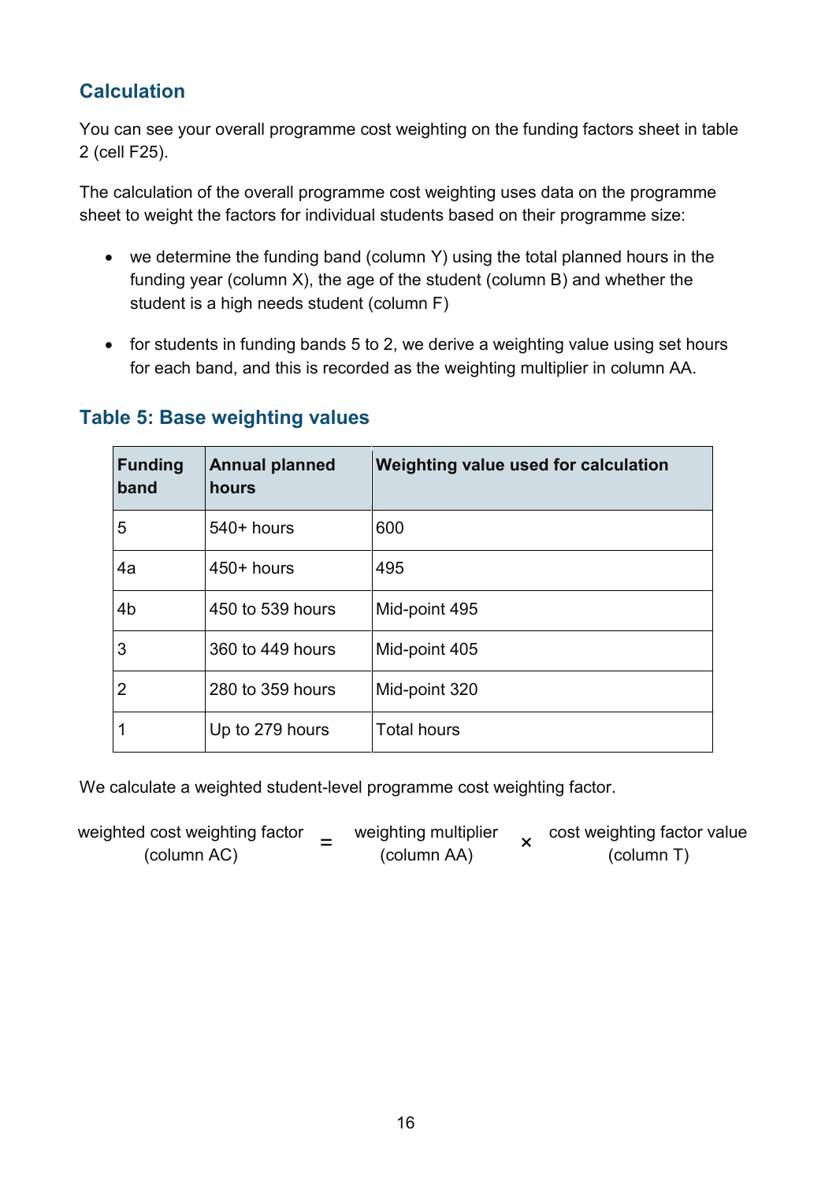## Calculation

You can see your overall programme cost weighting on the funding factors sheet in table 2 (cell F25).

The calculation of the overall programme cost weighting uses data on the programme sheet to weight the factors for individual students based on their programme size:

- we determine the funding band (column Y) using the total planned hours in the funding year (column X), the age of the student (column B) and whether the student is a high needs student (column F)
- for students in funding bands 5 to 2, we derive a weighting value using set hours for each band, and this is recorded as the weighting multiplier in column AA.

### Table 5: Base weighting values

| Funding band | Annual planned hours | Weighting value used for calculation |
|---|---|---|
| 5 | 540+ hours | 600 |
| 4a | 450+ hours | 495 |
| 4b | 450 to 539 hours | Mid-point 495 |
| 3 | 360 to 449 hours | Mid-point 405 |
| 2 | 280 to 359 hours | Mid-point 320 |
| 1 | Up to 279 hours | Total hours |

We calculate a weighted student-level programme cost weighting factor.

weighted cost weighting factor (column AC) = weighting multiplier (column AA) × cost weighting factor value (column T)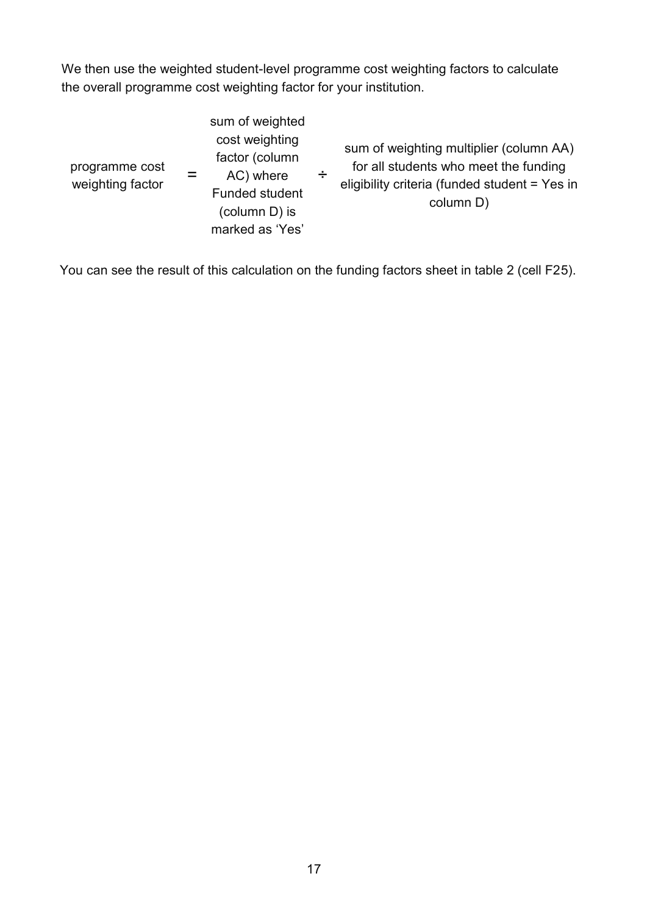We then use the weighted student-level programme cost weighting factors to calculate the overall programme cost weighting factor for your institution.

| programme cost weighting factor | = | sum of weighted cost weighting factor (column AC) where Funded student (column D) is marked as 'Yes' | ÷ | sum of weighting multiplier (column AA) for all students who meet the funding eligibility criteria (funded student = Yes in column D) |
|---|---|---|---|---|

You can see the result of this calculation on the funding factors sheet in table 2 (cell F25).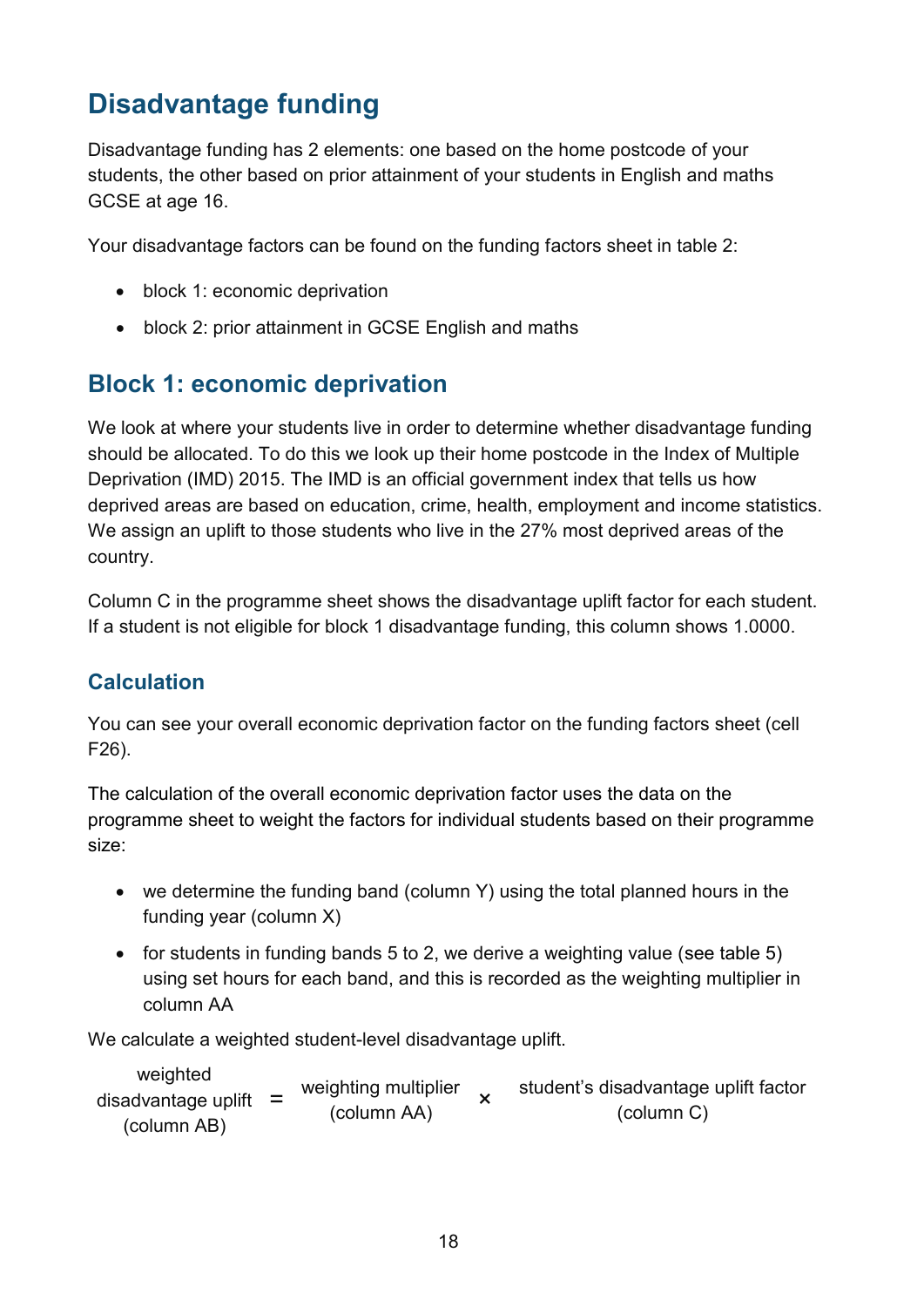# Disadvantage funding

Disadvantage funding has 2 elements: one based on the home postcode of your students, the other based on prior attainment of your students in English and maths GCSE at age 16.

Your disadvantage factors can be found on the funding factors sheet in table 2:

- block 1: economic deprivation
- block 2: prior attainment in GCSE English and maths

## Block 1: economic deprivation

We look at where your students live in order to determine whether disadvantage funding should be allocated. To do this we look up their home postcode in the Index of Multiple Deprivation (IMD) 2015. The IMD is an official government index that tells us how deprived areas are based on education, crime, health, employment and income statistics. We assign an uplift to those students who live in the 27% most deprived areas of the country.

Column C in the programme sheet shows the disadvantage uplift factor for each student. If a student is not eligible for block 1 disadvantage funding, this column shows 1.0000.

### Calculation

You can see your overall economic deprivation factor on the funding factors sheet (cell F26).

The calculation of the overall economic deprivation factor uses the data on the programme sheet to weight the factors for individual students based on their programme size:

- we determine the funding band (column Y) using the total planned hours in the funding year (column X)
- for students in funding bands 5 to 2, we derive a weighting value (see table 5) using set hours for each band, and this is recorded as the weighting multiplier in column AA

We calculate a weighted student-level disadvantage uplift.

$$\text{weighted disadvantage uplift (column AB)} = \text{weighting multiplier (column AA)} \times \text{student's disadvantage uplift factor (column C)}$$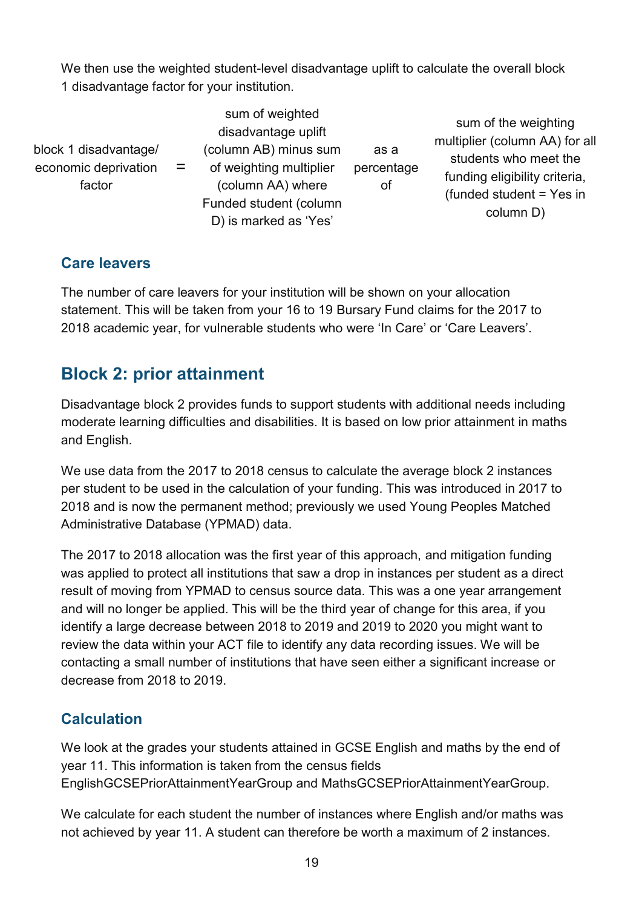We then use the weighted student-level disadvantage uplift to calculate the overall block 1 disadvantage factor for your institution.

| block 1 disadvantage/ economic deprivation factor | = | sum of weighted disadvantage uplift (column AB) minus sum of weighting multiplier (column AA) where Funded student (column D) is marked as 'Yes' | as a percentage of | sum of the weighting multiplier (column AA) for all students who meet the funding eligibility criteria, (funded student = Yes in column D) |
|---|---|---|---|---|

### Care leavers

The number of care leavers for your institution will be shown on your allocation statement. This will be taken from your 16 to 19 Bursary Fund claims for the 2017 to 2018 academic year, for vulnerable students who were 'In Care' or 'Care Leavers'.

## Block 2: prior attainment

Disadvantage block 2 provides funds to support students with additional needs including moderate learning difficulties and disabilities. It is based on low prior attainment in maths and English.

We use data from the 2017 to 2018 census to calculate the average block 2 instances per student to be used in the calculation of your funding. This was introduced in 2017 to 2018 and is now the permanent method; previously we used Young Peoples Matched Administrative Database (YPMAD) data.

The 2017 to 2018 allocation was the first year of this approach, and mitigation funding was applied to protect all institutions that saw a drop in instances per student as a direct result of moving from YPMAD to census source data. This was a one year arrangement and will no longer be applied. This will be the third year of change for this area, if you identify a large decrease between 2018 to 2019 and 2019 to 2020 you might want to review the data within your ACT file to identify any data recording issues. We will be contacting a small number of institutions that have seen either a significant increase or decrease from 2018 to 2019.

### Calculation

We look at the grades your students attained in GCSE English and maths by the end of year 11. This information is taken from the census fields EnglishGCSEPriorAttainmentYearGroup and MathsGCSEPriorAttainmentYearGroup.

We calculate for each student the number of instances where English and/or maths was not achieved by year 11. A student can therefore be worth a maximum of 2 instances.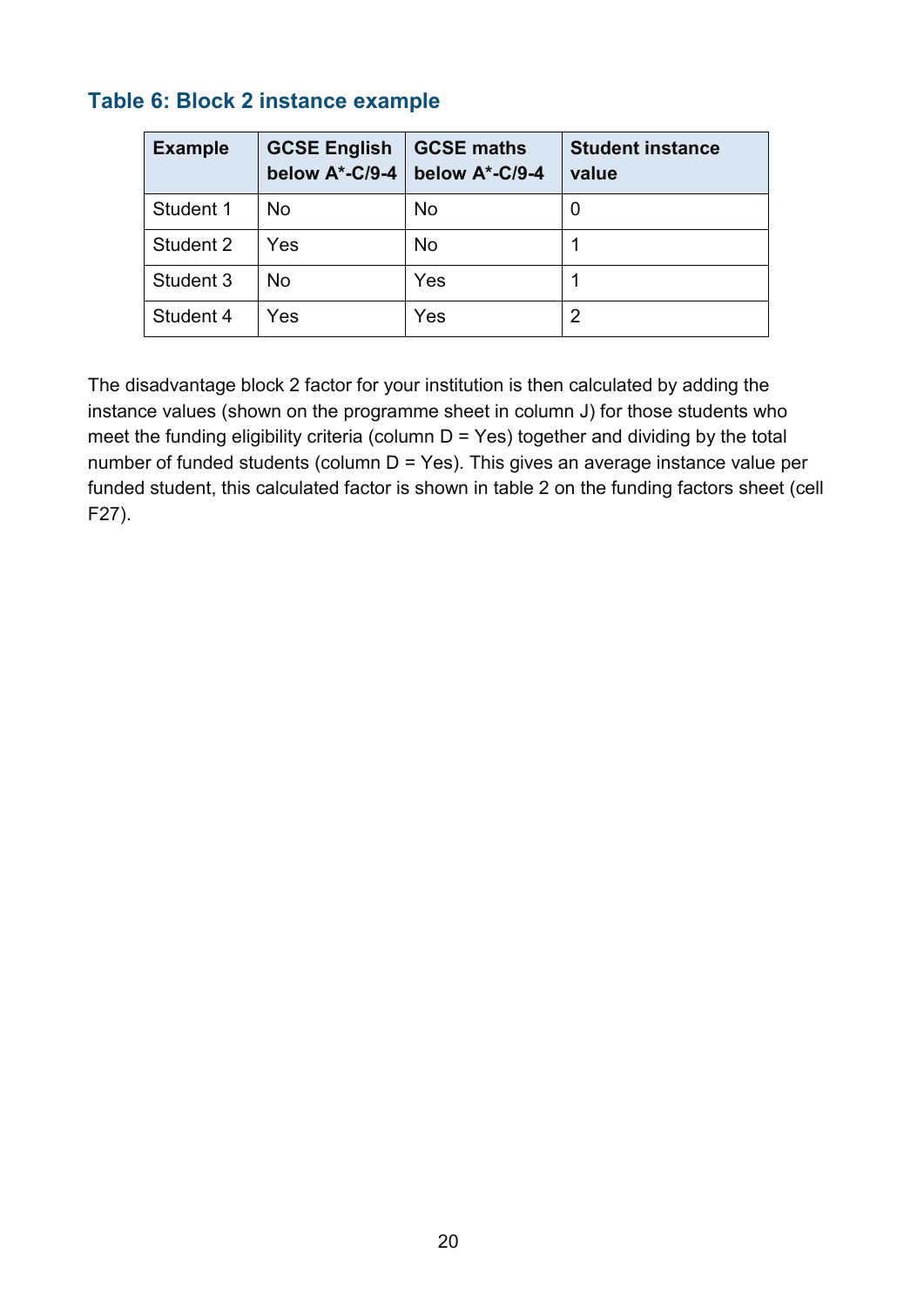### Table 6: Block 2 instance example

| Example | GCSE English below A*-C/9-4 | GCSE maths below A*-C/9-4 | Student instance value |
|---|---|---|---|
| Student 1 | No | No | 0 |
| Student 2 | Yes | No | 1 |
| Student 3 | No | Yes | 1 |
| Student 4 | Yes | Yes | 2 |

The disadvantage block 2 factor for your institution is then calculated by adding the instance values (shown on the programme sheet in column J) for those students who meet the funding eligibility criteria (column D = Yes) together and dividing by the total number of funded students (column D = Yes). This gives an average instance value per funded student, this calculated factor is shown in table 2 on the funding factors sheet (cell F27).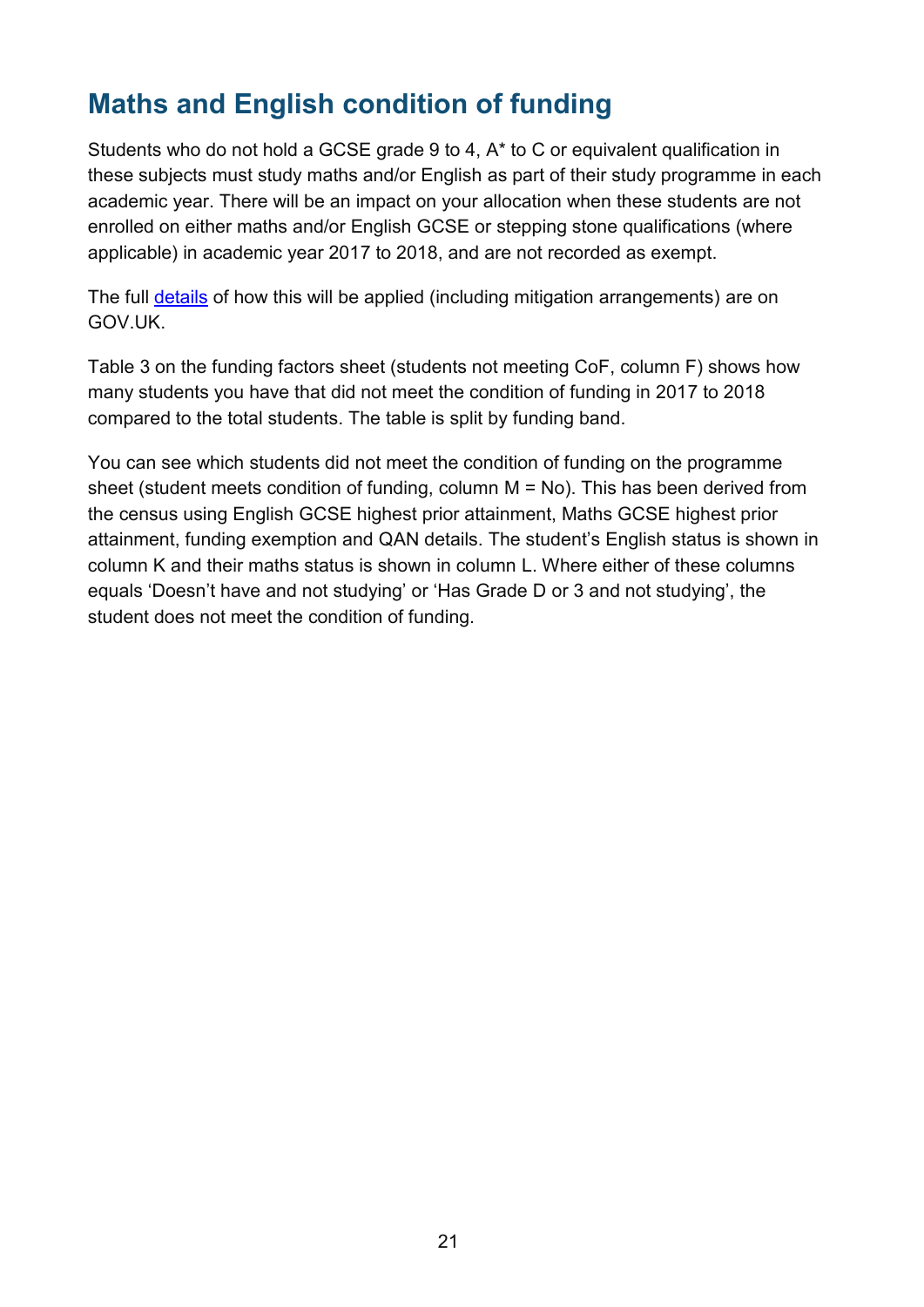## Maths and English condition of funding

Students who do not hold a GCSE grade 9 to 4, A* to C or equivalent qualification in these subjects must study maths and/or English as part of their study programme in each academic year. There will be an impact on your allocation when these students are not enrolled on either maths and/or English GCSE or stepping stone qualifications (where applicable) in academic year 2017 to 2018, and are not recorded as exempt.

The full [details](#) of how this will be applied (including mitigation arrangements) are on GOV.UK.

Table 3 on the funding factors sheet (students not meeting CoF, column F) shows how many students you have that did not meet the condition of funding in 2017 to 2018 compared to the total students. The table is split by funding band.

You can see which students did not meet the condition of funding on the programme sheet (student meets condition of funding, column M = No). This has been derived from the census using English GCSE highest prior attainment, Maths GCSE highest prior attainment, funding exemption and QAN details. The student's English status is shown in column K and their maths status is shown in column L. Where either of these columns equals 'Doesn't have and not studying' or 'Has Grade D or 3 and not studying', the student does not meet the condition of funding.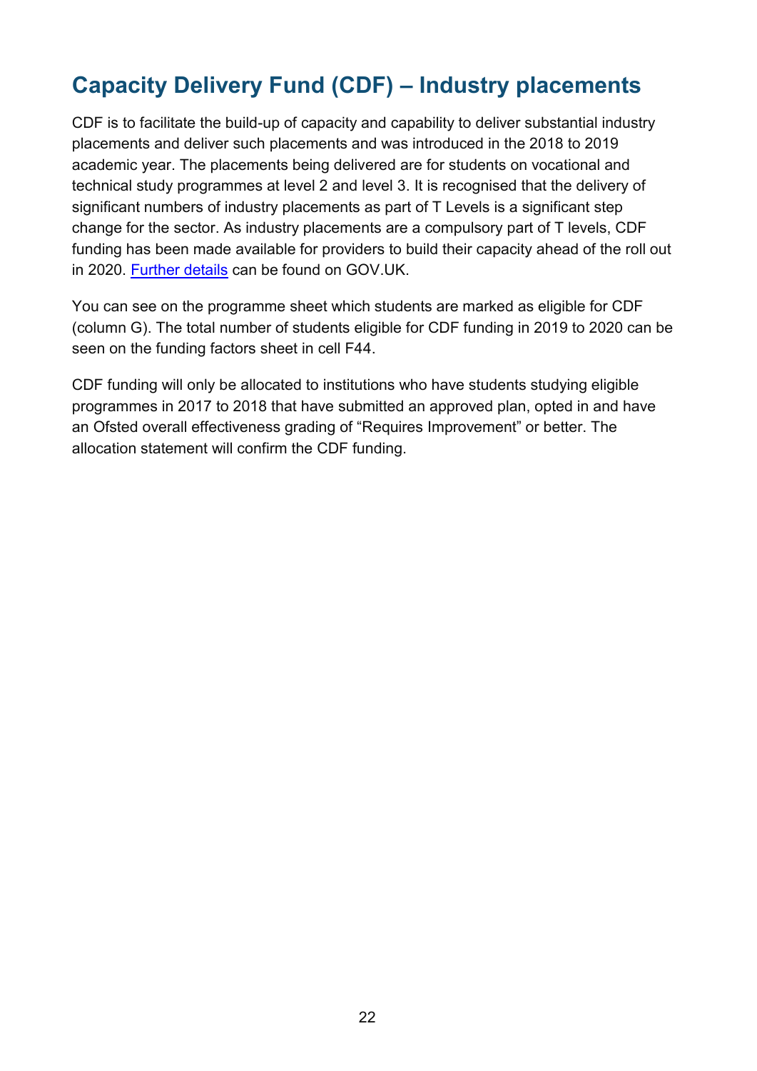## Capacity Delivery Fund (CDF) – Industry placements

CDF is to facilitate the build-up of capacity and capability to deliver substantial industry placements and deliver such placements and was introduced in the 2018 to 2019 academic year. The placements being delivered are for students on vocational and technical study programmes at level 2 and level 3. It is recognised that the delivery of significant numbers of industry placements as part of T Levels is a significant step change for the sector. As industry placements are a compulsory part of T levels, CDF funding has been made available for providers to build their capacity ahead of the roll out in 2020. Further details can be found on GOV.UK.

You can see on the programme sheet which students are marked as eligible for CDF (column G). The total number of students eligible for CDF funding in 2019 to 2020 can be seen on the funding factors sheet in cell F44.

CDF funding will only be allocated to institutions who have students studying eligible programmes in 2017 to 2018 that have submitted an approved plan, opted in and have an Ofsted overall effectiveness grading of "Requires Improvement" or better. The allocation statement will confirm the CDF funding.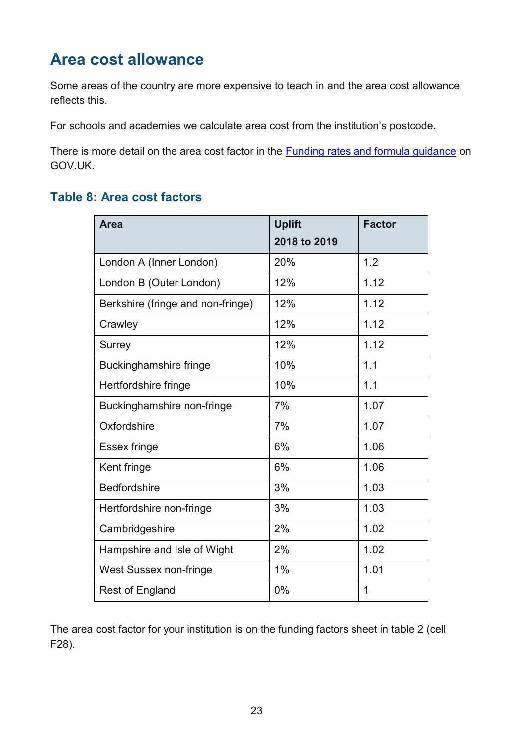## Area cost allowance

Some areas of the country are more expensive to teach in and the area cost allowance reflects this.

For schools and academies we calculate area cost from the institution's postcode.

There is more detail on the area cost factor in the [Funding rates and formula guidance]() on GOV.UK.

### Table 8: Area cost factors

| Area | Uplift 2018 to 2019 | Factor |
|---|---|---|
| London A (Inner London) | 20% | 1.2 |
| London B (Outer London) | 12% | 1.12 |
| Berkshire (fringe and non-fringe) | 12% | 1.12 |
| Crawley | 12% | 1.12 |
| Surrey | 12% | 1.12 |
| Buckinghamshire fringe | 10% | 1.1 |
| Hertfordshire fringe | 10% | 1.1 |
| Buckinghamshire non-fringe | 7% | 1.07 |
| Oxfordshire | 7% | 1.07 |
| Essex fringe | 6% | 1.06 |
| Kent fringe | 6% | 1.06 |
| Bedfordshire | 3% | 1.03 |
| Hertfordshire non-fringe | 3% | 1.03 |
| Cambridgeshire | 2% | 1.02 |
| Hampshire and Isle of Wight | 2% | 1.02 |
| West Sussex non-fringe | 1% | 1.01 |
| Rest of England | 0% | 1 |

The area cost factor for your institution is on the funding factors sheet in table 2 (cell F28).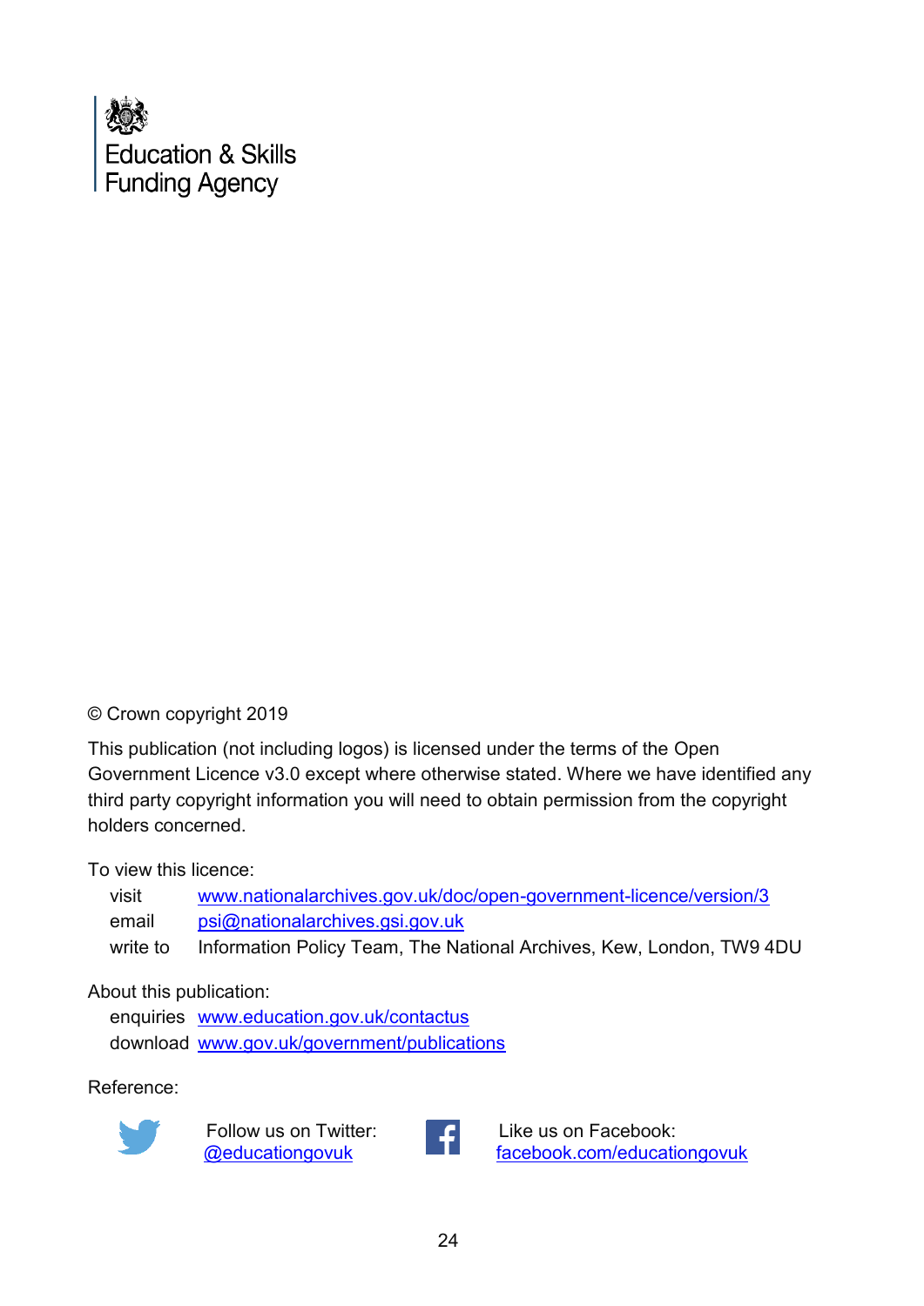Education & Skills
Funding Agency

© Crown copyright 2019

This publication (not including logos) is licensed under the terms of the Open Government Licence v3.0 except where otherwise stated. Where we have identified any third party copyright information you will need to obtain permission from the copyright holders concerned.

To view this licence:

| | |
|---|---|
| visit | www.nationalarchives.gov.uk/doc/open-government-licence/version/3 |
| email | psi@nationalarchives.gsi.gov.uk |
| write to | Information Policy Team, The National Archives, Kew, London, TW9 4DU |

About this publication:

| | |
|---|---|
| enquiries | www.education.gov.uk/contactus |
| download | www.gov.uk/government/publications |

Reference:

Follow us on Twitter:
@educationgovuk

Like us on Facebook:
facebook.com/educationgovuk